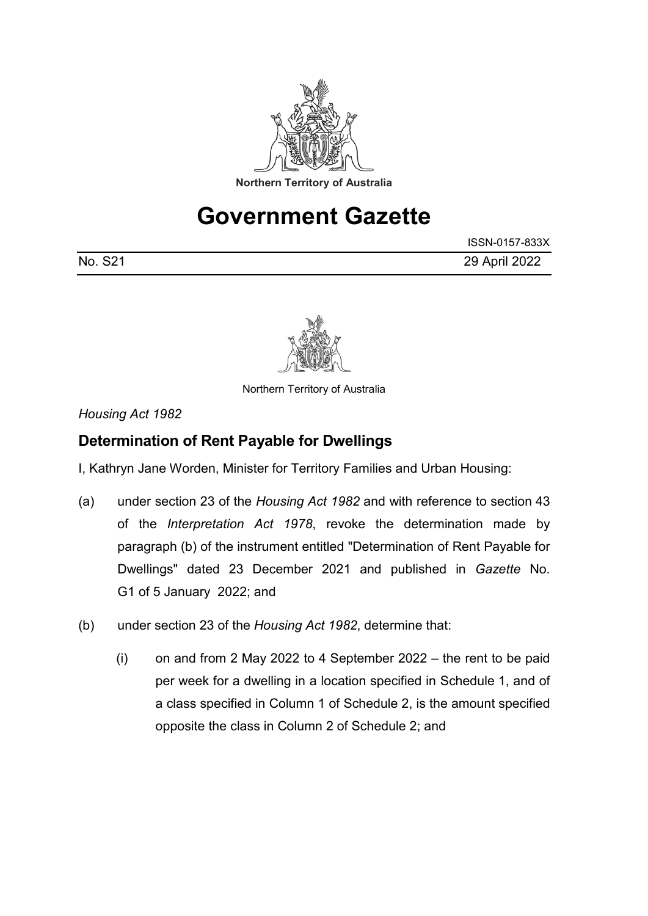Northern Territory of Australia

# Government Gazette

ISSN-0157-833X

No. S21 29 April 2022

Northern Territory of Australia

*Housing Act 1982*

## Determination of Rent Payable for Dwellings

I, Kathryn Jane Worden, Minister for Territory Families and Urban Housing:

(a) under section 23 of the *Housing Act 1982* and with reference to section 43 of the *Interpretation Act 1978*, revoke the determination made by paragraph (b) of the instrument entitled "Determination of Rent Payable for Dwellings" dated 23 December 2021 and published in *Gazette* No. G1 of 5 January 2022; and

(b) under section 23 of the *Housing Act 1982*, determine that:

(i) on and from 2 May 2022 to 4 September 2022 – the rent to be paid per week for a dwelling in a location specified in Schedule 1, and of a class specified in Column 1 of Schedule 2, is the amount specified opposite the class in Column 2 of Schedule 2; and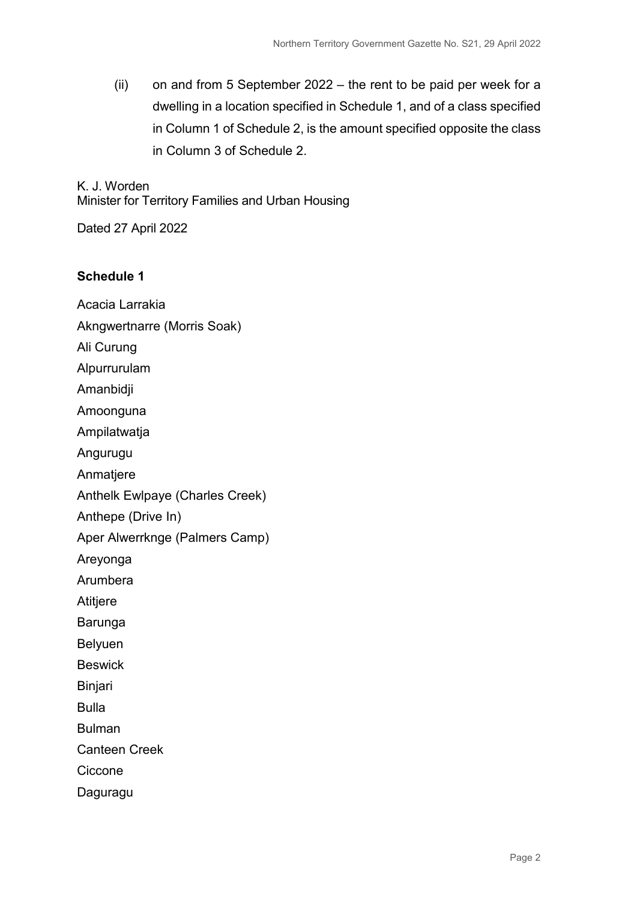(ii) on and from 5 September 2022 – the rent to be paid per week for a dwelling in a location specified in Schedule 1, and of a class specified in Column 1 of Schedule 2, is the amount specified opposite the class in Column 3 of Schedule 2.

K. J. Worden
Minister for Territory Families and Urban Housing

Dated 27 April 2022

**Schedule 1**

Acacia Larrakia

Akngwertnarre (Morris Soak)

Ali Curung

Alpurrurulam

Amanbidji

Amoonguna

Ampilatwatja

Angurugu

Anmatjere

Anthelk Ewlpaye (Charles Creek)

Anthepe (Drive In)

Aper Alwerrknge (Palmers Camp)

Areyonga

Arumbera

Atitjere

Barunga

Belyuen

Beswick

Binjari

Bulla

Bulman

Canteen Creek

Ciccone

Daguragu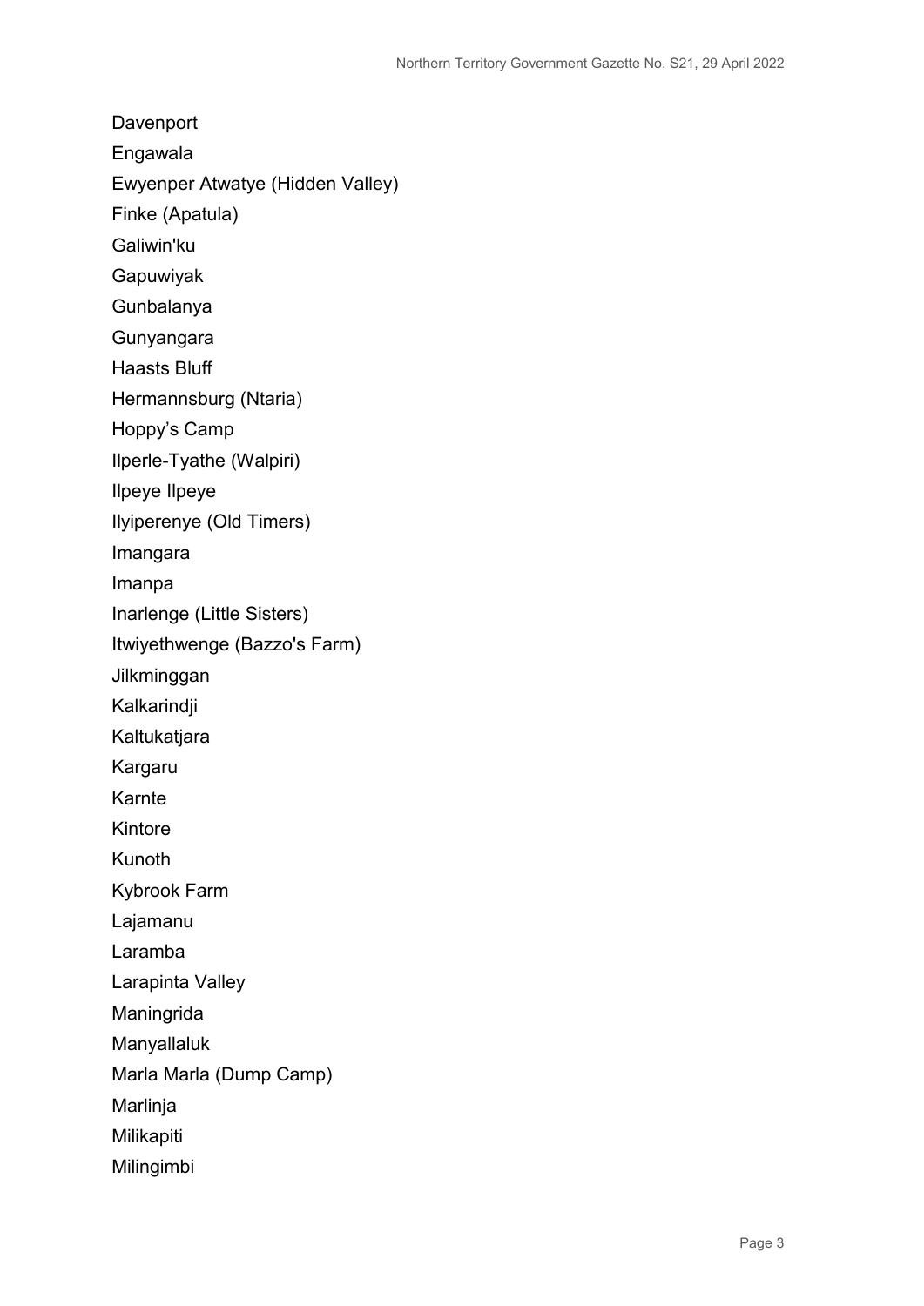Davenport

Engawala

Ewyenper Atwatye (Hidden Valley)

Finke (Apatula)

Galiwin'ku

Gapuwiyak

Gunbalanya

Gunyangara

Haasts Bluff

Hermannsburg (Ntaria)

Hoppy’s Camp

Ilperle-Tyathe (Walpiri)

Ilpeye Ilpeye

Ilyiperenye (Old Timers)

Imangara

Imanpa

Inarlenge (Little Sisters)

Itwiyethwenge (Bazzo's Farm)

Jilkminggan

Kalkarindji

Kaltukatjara

Kargaru

Karnte

Kintore

Kunoth

Kybrook Farm

Lajamanu

Laramba

Larapinta Valley

Maningrida

Manyallaluk

Marla Marla (Dump Camp)

Marlinja

Milikapiti

Milingimbi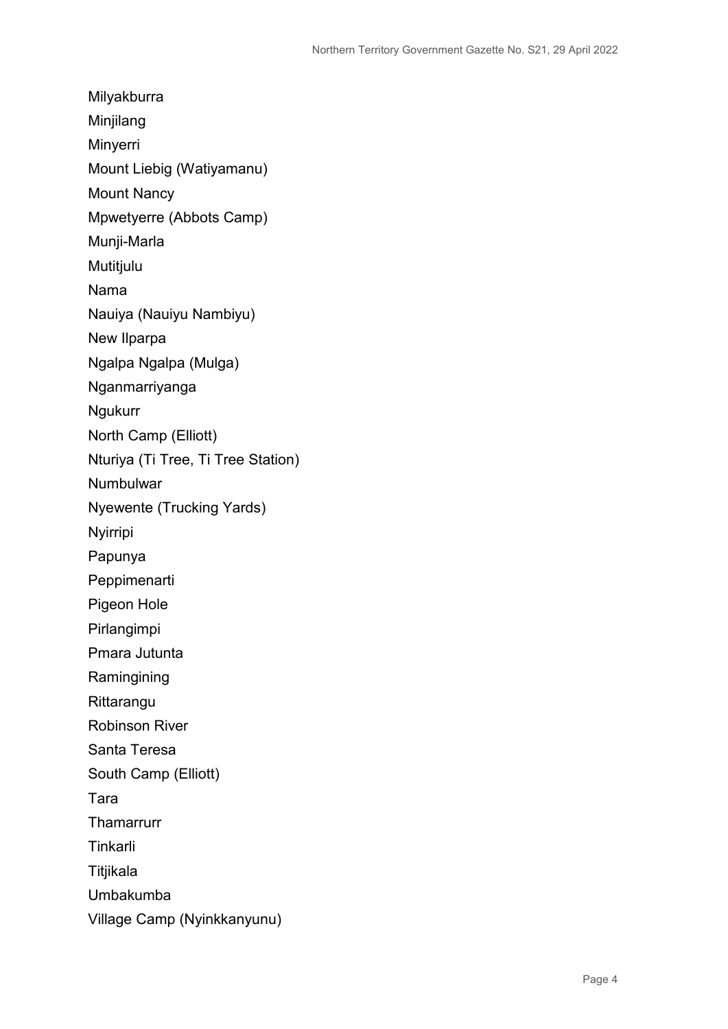Milyakburra

Minjilang

Minyerri

Mount Liebig (Watiyamanu)

Mount Nancy

Mpwetyerre (Abbots Camp)

Munji-Marla

Mutitjulu

Nama

Nauiya (Nauiyu Nambiyu)

New Ilparpa

Ngalpa Ngalpa (Mulga)

Nganmarriyanga

Ngukurr

North Camp (Elliott)

Nturiya (Ti Tree, Ti Tree Station)

Numbulwar

Nyewente (Trucking Yards)

Nyirripi

Papunya

Peppimenarti

Pigeon Hole

Pirlangimpi

Pmara Jutunta

Ramingining

Rittarangu

Robinson River

Santa Teresa

South Camp (Elliott)

Tara

Thamarrurr

Tinkarli

Titjikala

Umbakumba

Village Camp (Nyinkkanyunu)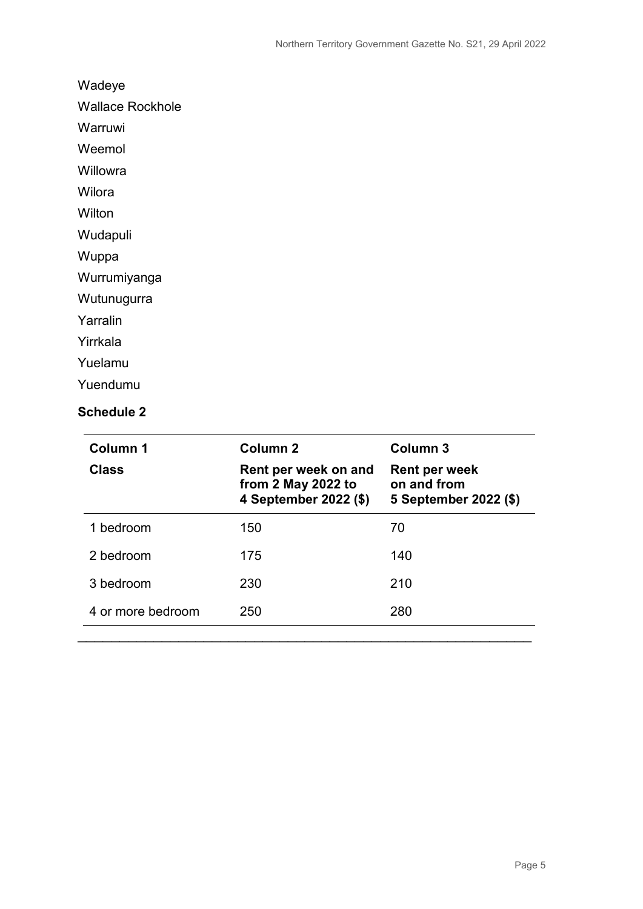Wadeye

Wallace Rockhole

Warruwi

Weemol

Willowra

Wilora

Wilton

Wudapuli

Wuppa

Wurrumiyanga

Wutunugurra

Yarralin

Yirrkala

Yuelamu

Yuendumu

**Schedule 2**

| **Column 1** **Class** | **Column 2** **Rent per week on and from 2 May 2022 to 4 September 2022 ($)** | **Column 3** **Rent per week on and from 5 September 2022 ($)** |
|---|---|---|
| 1 bedroom | 150 | 70 |
| 2 bedroom | 175 | 140 |
| 3 bedroom | 230 | 210 |
| 4 or more bedroom | 250 | 280 |